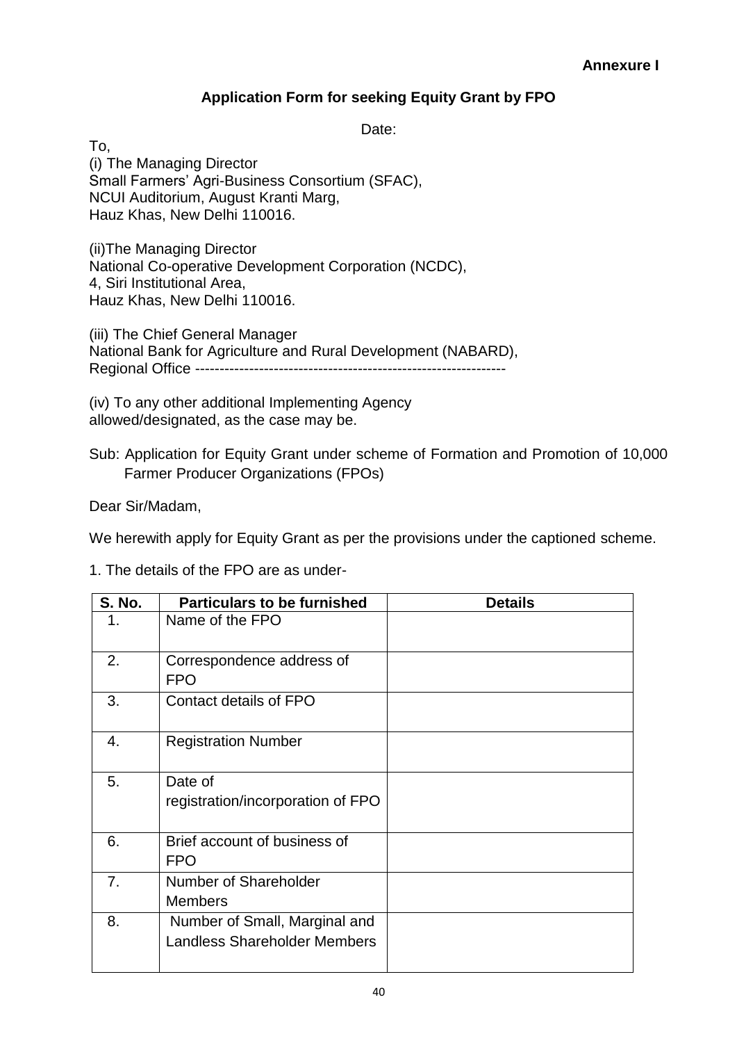**Annexure I**

## Application Form for seeking Equity Grant by FPO

Date:

To,
(i) The Managing Director
Small Farmers' Agri-Business Consortium (SFAC),
NCUI Auditorium, August Kranti Marg,
Hauz Khas, New Delhi 110016.

(ii)The Managing Director
National Co-operative Development Corporation (NCDC),
4, Siri Institutional Area,
Hauz Khas, New Delhi 110016.

(iii) The Chief General Manager
National Bank for Agriculture and Rural Development (NABARD),
Regional Office ---------------------------------------------------------------

(iv) To any other additional Implementing Agency
allowed/designated, as the case may be.

Sub: Application for Equity Grant under scheme of Formation and Promotion of 10,000 Farmer Producer Organizations (FPOs)

Dear Sir/Madam,

We herewith apply for Equity Grant as per the provisions under the captioned scheme.

1. The details of the FPO are as under-

| S. No. | Particulars to be furnished | Details |
|---|---|---|
| 1. | Name of the FPO | |
| 2. | Correspondence address of FPO | |
| 3. | Contact details of FPO | |
| 4. | Registration Number | |
| 5. | Date of registration/incorporation of FPO | |
| 6. | Brief account of business of FPO | |
| 7. | Number of Shareholder Members | |
| 8. | Number of Small, Marginal and Landless Shareholder Members | |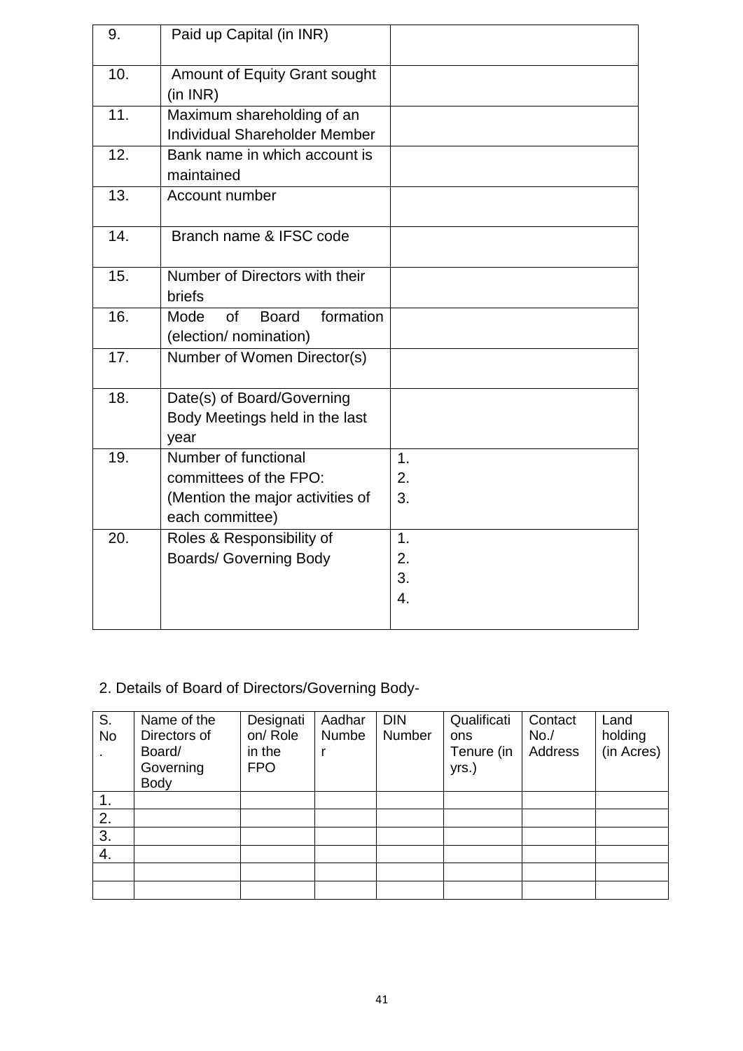| | | |
|---|---|---|
| 9. | Paid up Capital (in INR) | |
| 10. | Amount of Equity Grant sought (in INR) | |
| 11. | Maximum shareholding of an Individual Shareholder Member | |
| 12. | Bank name in which account is maintained | |
| 13. | Account number | |
| 14. | Branch name & IFSC code | |
| 15. | Number of Directors with their briefs | |
| 16. | Mode of Board formation (election/ nomination) | |
| 17. | Number of Women Director(s) | |
| 18. | Date(s) of Board/Governing Body Meetings held in the last year | |
| 19. | Number of functional committees of the FPO: (Mention the major activities of each committee) | 1.<br>2.<br>3. |
| 20. | Roles & Responsibility of Boards/ Governing Body | 1.<br>2.<br>3.<br>4. |

2. Details of Board of Directors/Governing Body-

| S. No. | Name of the Directors of Board/ Governing Body | Designation/ Role in the FPO | Aadhar Number | DIN Number | Qualifications Tenure (in yrs.) | Contact No./ Address | Land holding (in Acres) |
|---|---|---|---|---|---|---|---|
| 1. | | | | | | | |
| 2. | | | | | | | |
| 3. | | | | | | | |
| 4. | | | | | | | |
| | | | | | | | |
| | | | | | | | |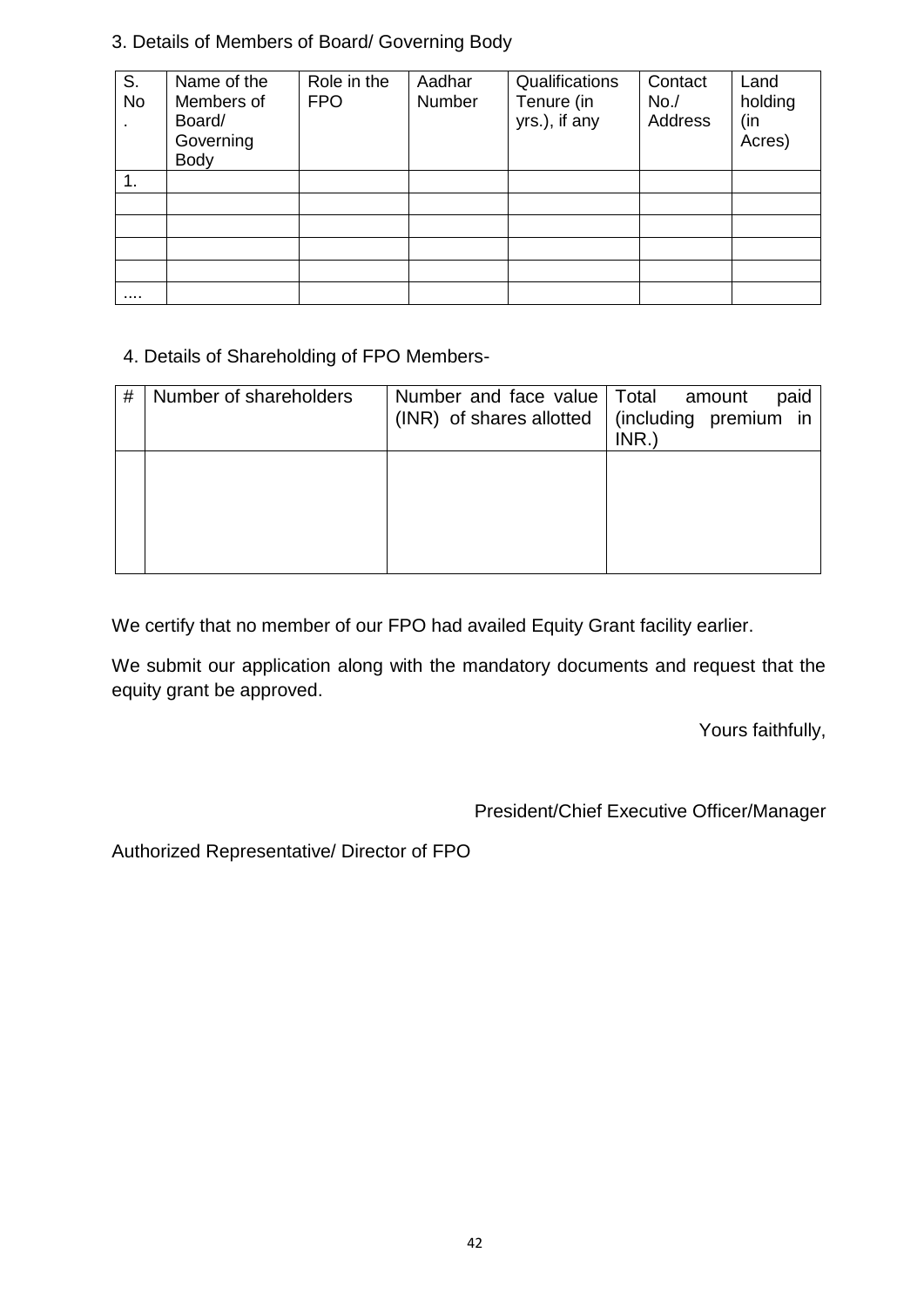3. Details of Members of Board/ Governing Body

| S. No. | Name of the Members of Board/ Governing Body | Role in the FPO | Aadhar Number | Qualifications Tenure (in yrs.), if any | Contact No./ Address | Land holding (in Acres) |
|---|---|---|---|---|---|---|
| 1. | | | | | | |
| | | | | | | |
| | | | | | | |
| | | | | | | |
| | | | | | | |
| .... | | | | | | |

4. Details of Shareholding of FPO Members-

| # | Number of shareholders | Number and face value (INR) of shares allotted | Total amount paid (including premium in INR.) |
|---|---|---|---|
| | | | |

We certify that no member of our FPO had availed Equity Grant facility earlier.

We submit our application along with the mandatory documents and request that the equity grant be approved.

Yours faithfully,

President/Chief Executive Officer/Manager

Authorized Representative/ Director of FPO